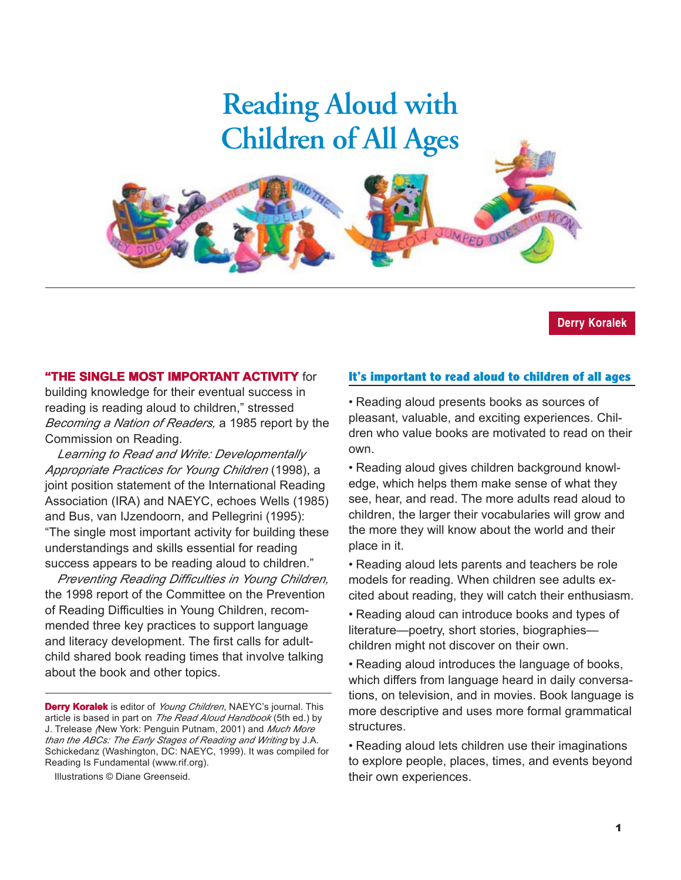# Reading Aloud with Children of All Ages

**Derry Koralek**

**"THE SINGLE MOST IMPORTANT ACTIVITY** for building knowledge for their eventual success in reading is reading aloud to children," stressed *Becoming a Nation of Readers,* a 1985 report by the Commission on Reading.

*Learning to Read and Write: Developmentally Appropriate Practices for Young Children* (1998), a joint position statement of the International Reading Association (IRA) and NAEYC, echoes Wells (1985) and Bus, van IJzendoorn, and Pellegrini (1995): "The single most important activity for building these understandings and skills essential for reading success appears to be reading aloud to children."

*Preventing Reading Difficulties in Young Children,* the 1998 report of the Committee on the Prevention of Reading Difficulties in Young Children, recommended three key practices to support language and literacy development. The first calls for adult-child shared book reading times that involve talking about the book and other topics.

**Derry Koralek** is editor of *Young Children*, NAEYC's journal. This article is based in part on *The Read Aloud Handbook* (5th ed.) by J. Trelease (New York: Penguin Putnam, 2001) and *Much More than the ABCs: The Early Stages of Reading and Writing* by J.A. Schickedanz (Washington, DC: NAEYC, 1999). It was compiled for Reading Is Fundamental (www.rif.org).

Illustrations © Diane Greenseid.

## It's important to read aloud to children of all ages

- Reading aloud presents books as sources of pleasant, valuable, and exciting experiences. Children who value books are motivated to read on their own.
- Reading aloud gives children background knowledge, which helps them make sense of what they see, hear, and read. The more adults read aloud to children, the larger their vocabularies will grow and the more they will know about the world and their place in it.
- Reading aloud lets parents and teachers be role models for reading. When children see adults excited about reading, they will catch their enthusiasm.
- Reading aloud can introduce books and types of literature—poetry, short stories, biographies—children might not discover on their own.
- Reading aloud introduces the language of books, which differs from language heard in daily conversations, on television, and in movies. Book language is more descriptive and uses more formal grammatical structures.
- Reading aloud lets children use their imaginations to explore people, places, times, and events beyond their own experiences.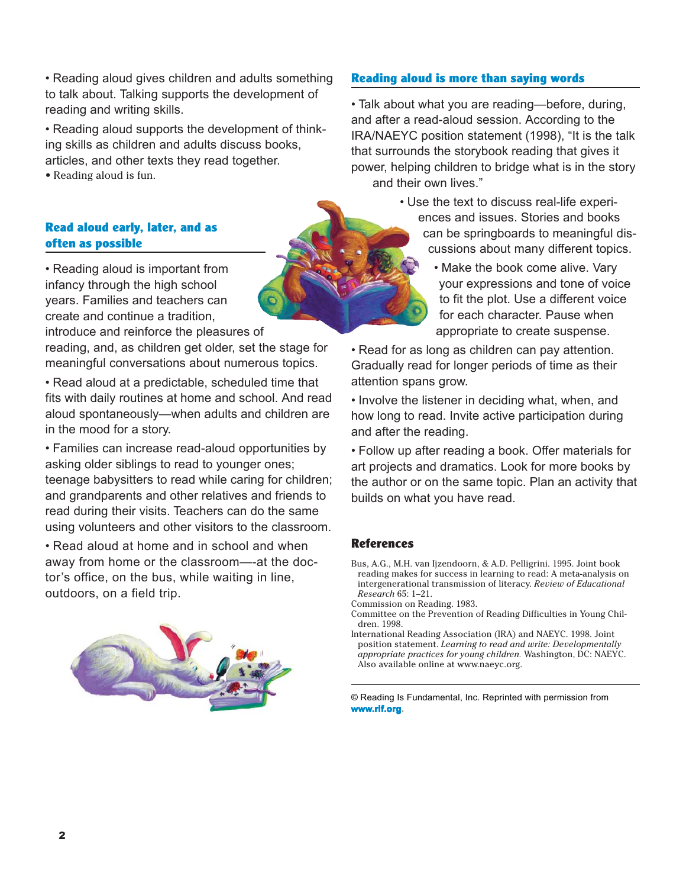- Reading aloud gives children and adults something to talk about. Talking supports the development of reading and writing skills.
- Reading aloud supports the development of thinking skills as children and adults discuss books, articles, and other texts they read together.
- Reading aloud is fun.

## Read aloud early, later, and as often as possible

- Reading aloud is important from infancy through the high school years. Families and teachers can create and continue a tradition, introduce and reinforce the pleasures of reading, and, as children get older, set the stage for meaningful conversations about numerous topics.
- Read aloud at a predictable, scheduled time that fits with daily routines at home and school. And read aloud spontaneously—when adults and children are in the mood for a story.
- Families can increase read-aloud opportunities by asking older siblings to read to younger ones; teenage babysitters to read while caring for children; and grandparents and other relatives and friends to read during their visits. Teachers can do the same using volunteers and other visitors to the classroom.
- Read aloud at home and in school and when away from home or the classroom—-at the doctor's office, on the bus, while waiting in line, outdoors, on a field trip.

## Reading aloud is more than saying words

- Talk about what you are reading—before, during, and after a read-aloud session. According to the IRA/NAEYC position statement (1998), "It is the talk that surrounds the storybook reading that gives it power, helping children to bridge what is in the story and their own lives."
- Use the text to discuss real-life experiences and issues. Stories and books can be springboards to meaningful discussions about many different topics.
- Make the book come alive. Vary your expressions and tone of voice to fit the plot. Use a different voice for each character. Pause when appropriate to create suspense.
- Read for as long as children can pay attention. Gradually read for longer periods of time as their attention spans grow.
- Involve the listener in deciding what, when, and how long to read. Invite active participation during and after the reading.
- Follow up after reading a book. Offer materials for art projects and dramatics. Look for more books by the author or on the same topic. Plan an activity that builds on what you have read.

## References

Bus, A.G., M.H. van Ijzendoorn, & A.D. Pelligrini. 1995. Joint book reading makes for success in learning to read: A meta-analysis on intergenerational transmission of literacy. *Review of Educational Research* 65: 1–21.

Commission on Reading. 1983.

Committee on the Prevention of Reading Difficulties in Young Children. 1998.

International Reading Association (IRA) and NAEYC. 1998. Joint position statement. *Learning to read and write: Developmentally appropriate practices for young children.* Washington, DC: NAEYC. Also available online at www.naeyc.org.

© Reading Is Fundamental, Inc. Reprinted with permission from **www.rif.org**.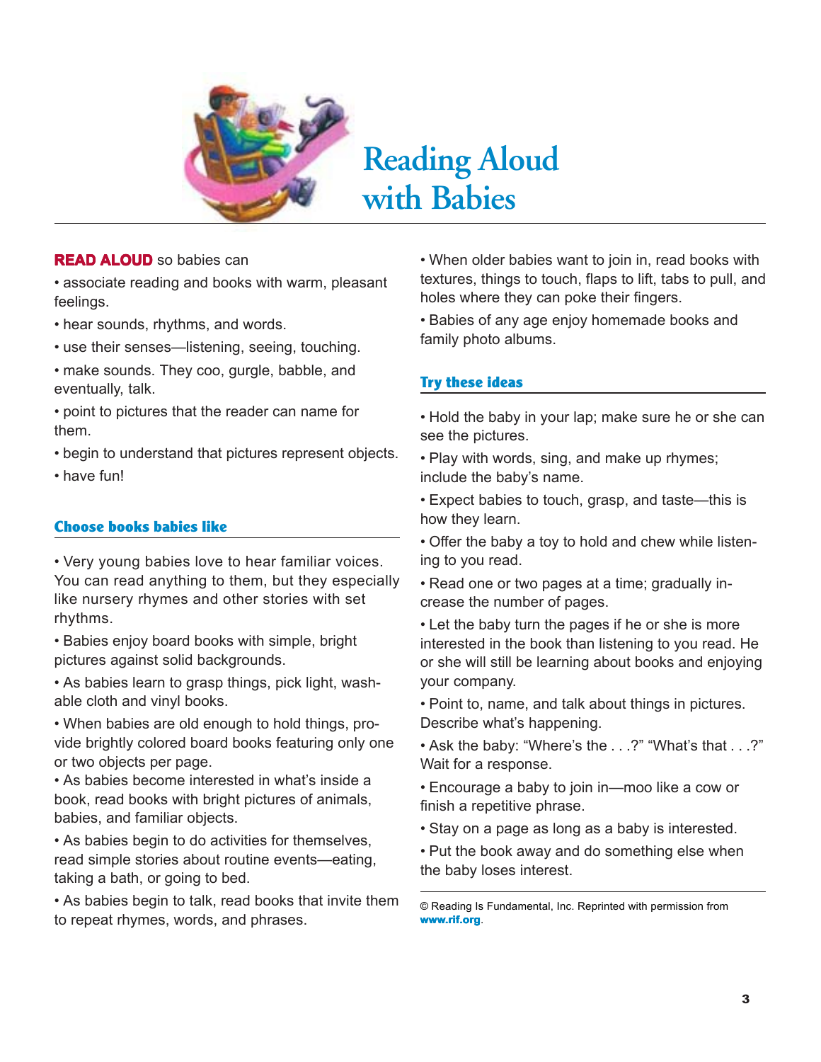# Reading Aloud with Babies

**READ ALOUD** so babies can

- associate reading and books with warm, pleasant feelings.
- hear sounds, rhythms, and words.
- use their senses—listening, seeing, touching.
- make sounds. They coo, gurgle, babble, and eventually, talk.
- point to pictures that the reader can name for them.
- begin to understand that pictures represent objects.
- have fun!

## Choose books babies like

- Very young babies love to hear familiar voices. You can read anything to them, but they especially like nursery rhymes and other stories with set rhythms.
- Babies enjoy board books with simple, bright pictures against solid backgrounds.
- As babies learn to grasp things, pick light, washable cloth and vinyl books.
- When babies are old enough to hold things, provide brightly colored board books featuring only one or two objects per page.
- As babies become interested in what's inside a book, read books with bright pictures of animals, babies, and familiar objects.
- As babies begin to do activities for themselves, read simple stories about routine events—eating, taking a bath, or going to bed.
- As babies begin to talk, read books that invite them to repeat rhymes, words, and phrases.
- When older babies want to join in, read books with textures, things to touch, flaps to lift, tabs to pull, and holes where they can poke their fingers.
- Babies of any age enjoy homemade books and family photo albums.

## Try these ideas

- Hold the baby in your lap; make sure he or she can see the pictures.
- Play with words, sing, and make up rhymes; include the baby's name.
- Expect babies to touch, grasp, and taste—this is how they learn.
- Offer the baby a toy to hold and chew while listening to you read.
- Read one or two pages at a time; gradually increase the number of pages.
- Let the baby turn the pages if he or she is more interested in the book than listening to you read. He or she will still be learning about books and enjoying your company.
- Point to, name, and talk about things in pictures. Describe what's happening.
- Ask the baby: "Where's the . . .?" "What's that . . .?" Wait for a response.
- Encourage a baby to join in—moo like a cow or finish a repetitive phrase.
- Stay on a page as long as a baby is interested.
- Put the book away and do something else when the baby loses interest.

© Reading Is Fundamental, Inc. Reprinted with permission from **www.rif.org**.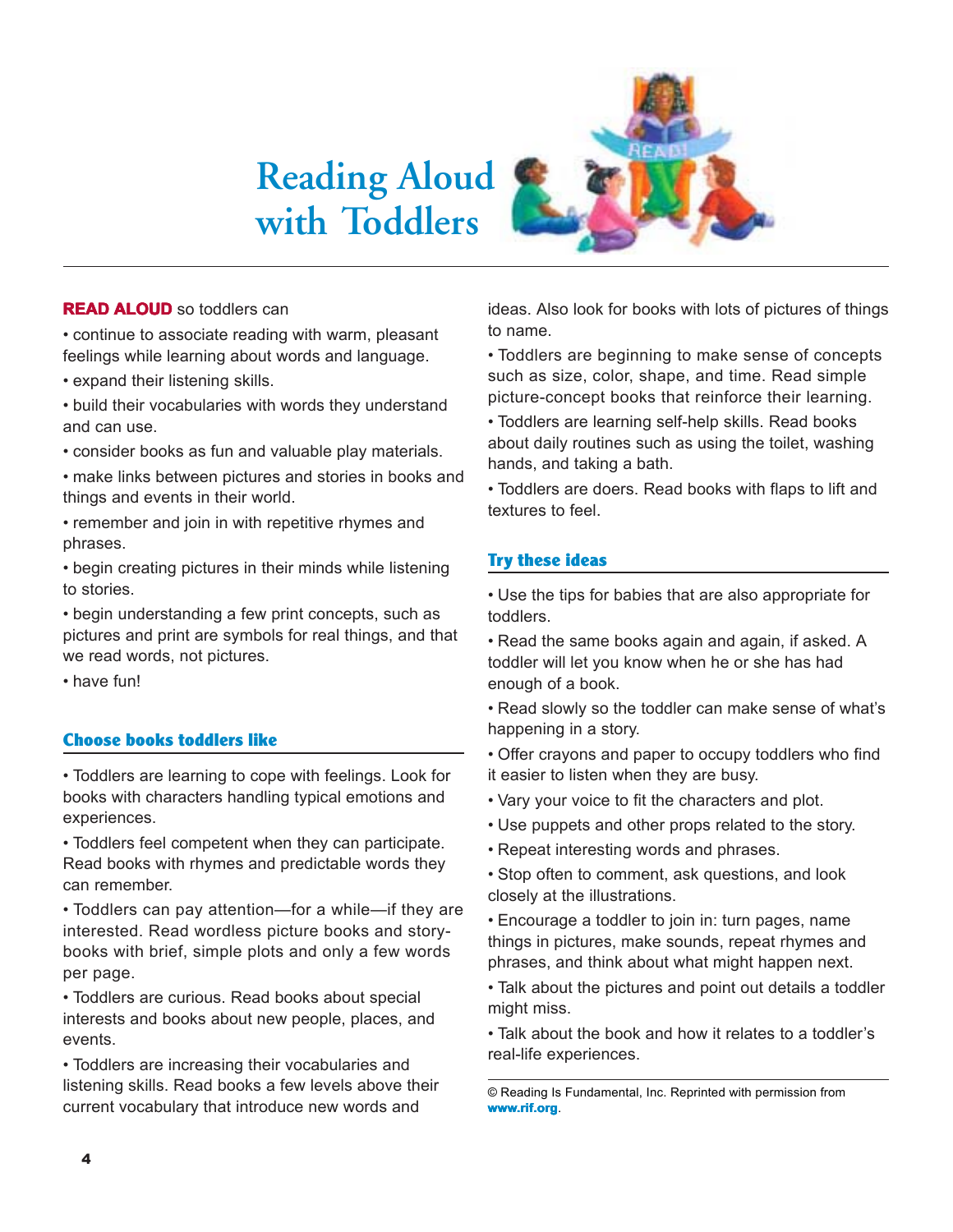# Reading Aloud with Toddlers

**READ ALOUD** so toddlers can

- continue to associate reading with warm, pleasant feelings while learning about words and language.
- expand their listening skills.
- build their vocabularies with words they understand and can use.
- consider books as fun and valuable play materials.
- make links between pictures and stories in books and things and events in their world.
- remember and join in with repetitive rhymes and phrases.
- begin creating pictures in their minds while listening to stories.
- begin understanding a few print concepts, such as pictures and print are symbols for real things, and that we read words, not pictures.
- have fun!

## Choose books toddlers like

- Toddlers are learning to cope with feelings. Look for books with characters handling typical emotions and experiences.
- Toddlers feel competent when they can participate. Read books with rhymes and predictable words they can remember.
- Toddlers can pay attention—for a while—if they are interested. Read wordless picture books and story-books with brief, simple plots and only a few words per page.
- Toddlers are curious. Read books about special interests and books about new people, places, and events.
- Toddlers are increasing their vocabularies and listening skills. Read books a few levels above their current vocabulary that introduce new words and ideas. Also look for books with lots of pictures of things to name.
- Toddlers are beginning to make sense of concepts such as size, color, shape, and time. Read simple picture-concept books that reinforce their learning.
- Toddlers are learning self-help skills. Read books about daily routines such as using the toilet, washing hands, and taking a bath.
- Toddlers are doers. Read books with flaps to lift and textures to feel.

## Try these ideas

- Use the tips for babies that are also appropriate for toddlers.
- Read the same books again and again, if asked. A toddler will let you know when he or she has had enough of a book.
- Read slowly so the toddler can make sense of what's happening in a story.
- Offer crayons and paper to occupy toddlers who find it easier to listen when they are busy.
- Vary your voice to fit the characters and plot.
- Use puppets and other props related to the story.
- Repeat interesting words and phrases.
- Stop often to comment, ask questions, and look closely at the illustrations.
- Encourage a toddler to join in: turn pages, name things in pictures, make sounds, repeat rhymes and phrases, and think about what might happen next.
- Talk about the pictures and point out details a toddler might miss.
- Talk about the book and how it relates to a toddler's real-life experiences.

© Reading Is Fundamental, Inc. Reprinted with permission from **www.rif.org**.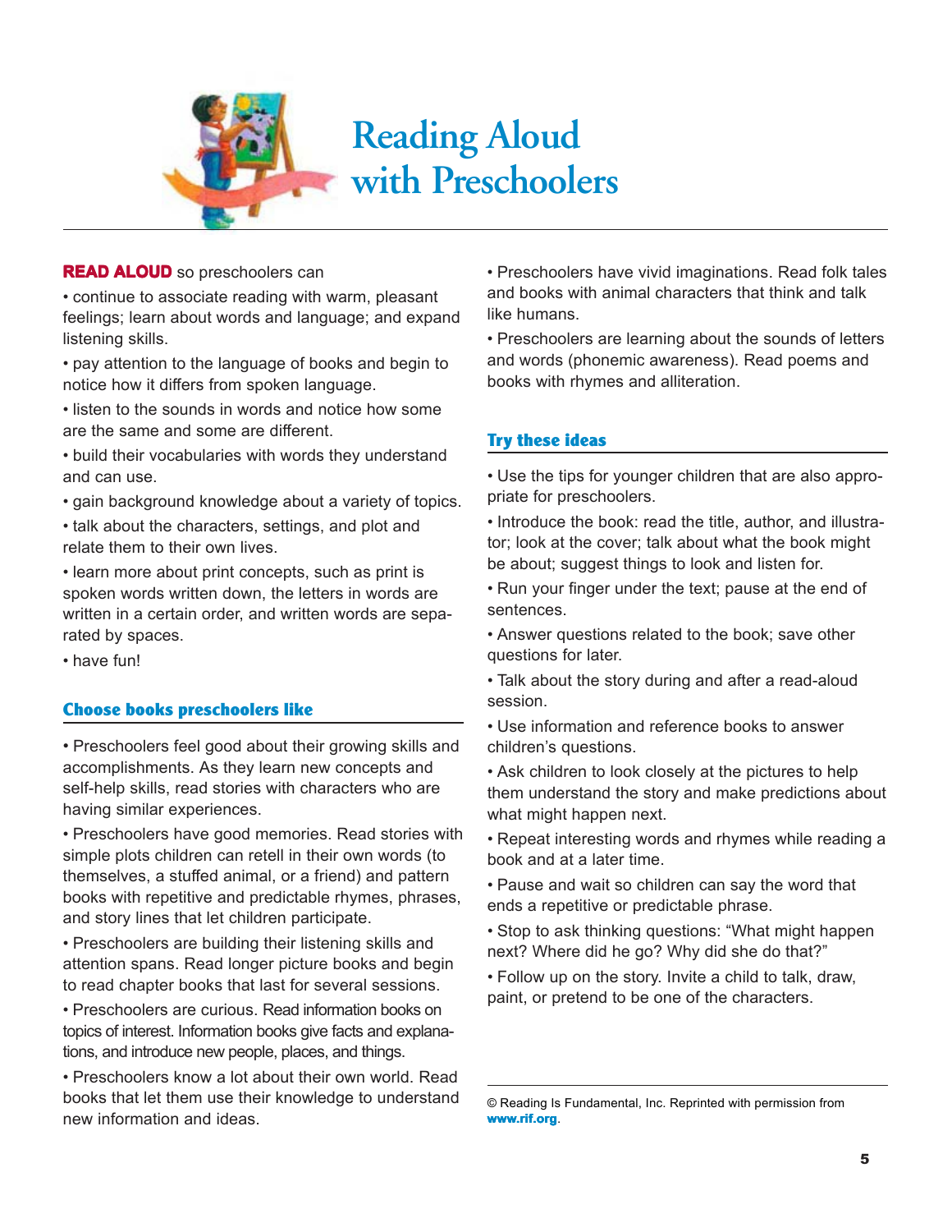# Reading Aloud with Preschoolers

**READ ALOUD** so preschoolers can

- continue to associate reading with warm, pleasant feelings; learn about words and language; and expand listening skills.
- pay attention to the language of books and begin to notice how it differs from spoken language.
- listen to the sounds in words and notice how some are the same and some are different.
- build their vocabularies with words they understand and can use.
- gain background knowledge about a variety of topics.
- talk about the characters, settings, and plot and relate them to their own lives.
- learn more about print concepts, such as print is spoken words written down, the letters in words are written in a certain order, and written words are separated by spaces.
- have fun!

## Choose books preschoolers like

- Preschoolers feel good about their growing skills and accomplishments. As they learn new concepts and self-help skills, read stories with characters who are having similar experiences.
- Preschoolers have good memories. Read stories with simple plots children can retell in their own words (to themselves, a stuffed animal, or a friend) and pattern books with repetitive and predictable rhymes, phrases, and story lines that let children participate.
- Preschoolers are building their listening skills and attention spans. Read longer picture books and begin to read chapter books that last for several sessions.
- Preschoolers are curious. Read information books on topics of interest. Information books give facts and explanations, and introduce new people, places, and things.
- Preschoolers know a lot about their own world. Read books that let them use their knowledge to understand new information and ideas.
- Preschoolers have vivid imaginations. Read folk tales and books with animal characters that think and talk like humans.
- Preschoolers are learning about the sounds of letters and words (phonemic awareness). Read poems and books with rhymes and alliteration.

## Try these ideas

- Use the tips for younger children that are also appropriate for preschoolers.
- Introduce the book: read the title, author, and illustrator; look at the cover; talk about what the book might be about; suggest things to look and listen for.
- Run your finger under the text; pause at the end of sentences.
- Answer questions related to the book; save other questions for later.
- Talk about the story during and after a read-aloud session.
- Use information and reference books to answer children's questions.
- Ask children to look closely at the pictures to help them understand the story and make predictions about what might happen next.
- Repeat interesting words and rhymes while reading a book and at a later time.
- Pause and wait so children can say the word that ends a repetitive or predictable phrase.
- Stop to ask thinking questions: "What might happen next? Where did he go? Why did she do that?"
- Follow up on the story. Invite a child to talk, draw, paint, or pretend to be one of the characters.

© Reading Is Fundamental, Inc. Reprinted with permission from **www.rif.org**.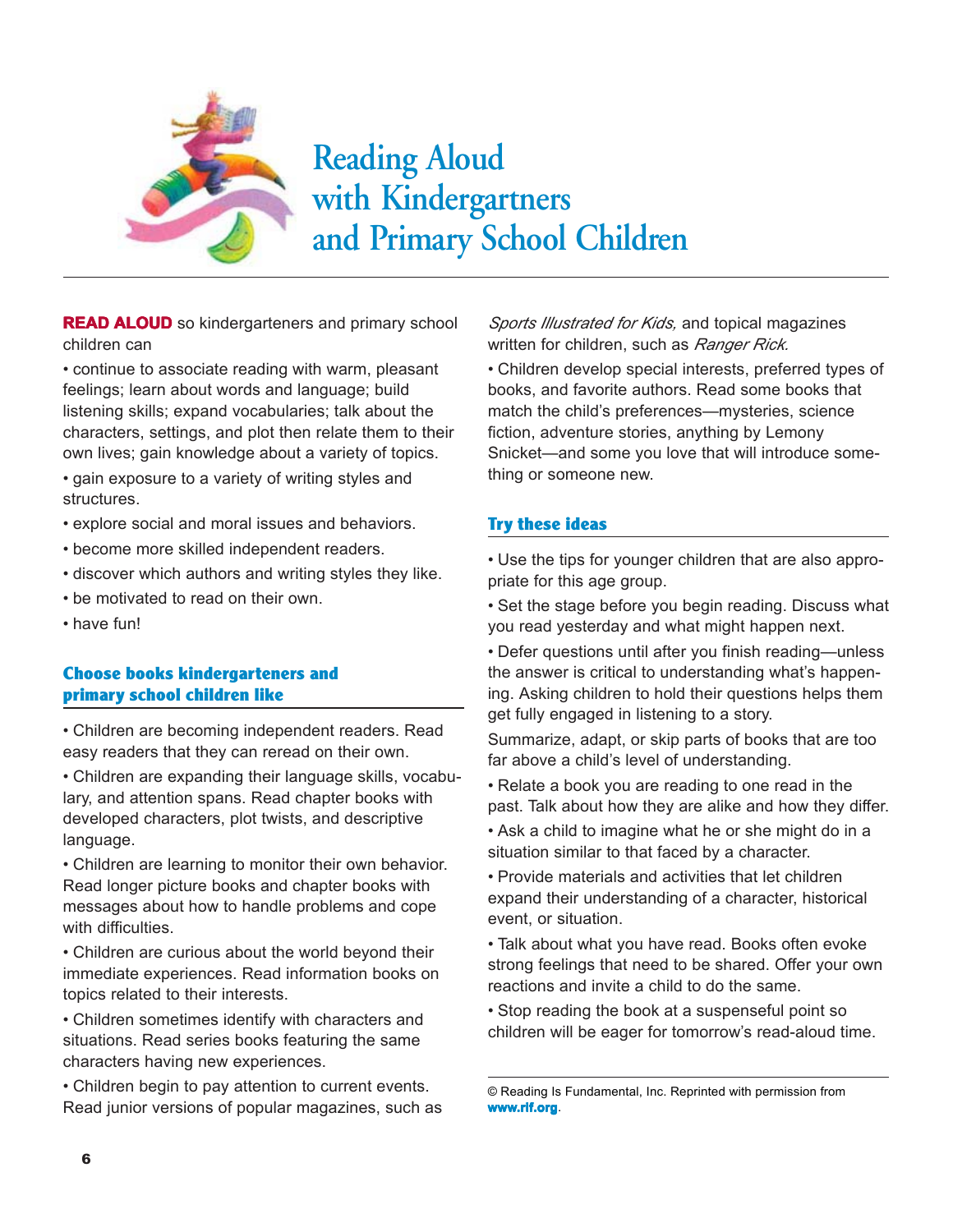# Reading Aloud with Kindergartners and Primary School Children

**READ ALOUD** so kindergarteners and primary school children can

- continue to associate reading with warm, pleasant feelings; learn about words and language; build listening skills; expand vocabularies; talk about the characters, settings, and plot then relate them to their own lives; gain knowledge about a variety of topics.
- gain exposure to a variety of writing styles and structures.
- explore social and moral issues and behaviors.
- become more skilled independent readers.
- discover which authors and writing styles they like.
- be motivated to read on their own.
- have fun!

## Choose books kindergarteners and primary school children like

- Children are becoming independent readers. Read easy readers that they can reread on their own.
- Children are expanding their language skills, vocabulary, and attention spans. Read chapter books with developed characters, plot twists, and descriptive language.
- Children are learning to monitor their own behavior. Read longer picture books and chapter books with messages about how to handle problems and cope with difficulties.
- Children are curious about the world beyond their immediate experiences. Read information books on topics related to their interests.
- Children sometimes identify with characters and situations. Read series books featuring the same characters having new experiences.
- Children begin to pay attention to current events. Read junior versions of popular magazines, such as *Sports Illustrated for Kids,* and topical magazines written for children, such as *Ranger Rick.*
- Children develop special interests, preferred types of books, and favorite authors. Read some books that match the child's preferences—mysteries, science fiction, adventure stories, anything by Lemony Snicket—and some you love that will introduce something or someone new.

## Try these ideas

- Use the tips for younger children that are also appropriate for this age group.
- Set the stage before you begin reading. Discuss what you read yesterday and what might happen next.
- Defer questions until after you finish reading—unless the answer is critical to understanding what's happening. Asking children to hold their questions helps them get fully engaged in listening to a story.

Summarize, adapt, or skip parts of books that are too far above a child's level of understanding.

- Relate a book you are reading to one read in the past. Talk about how they are alike and how they differ.
- Ask a child to imagine what he or she might do in a situation similar to that faced by a character.
- Provide materials and activities that let children expand their understanding of a character, historical event, or situation.
- Talk about what you have read. Books often evoke strong feelings that need to be shared. Offer your own reactions and invite a child to do the same.
- Stop reading the book at a suspenseful point so children will be eager for tomorrow's read-aloud time.

© Reading Is Fundamental, Inc. Reprinted with permission from **www.rif.org**.